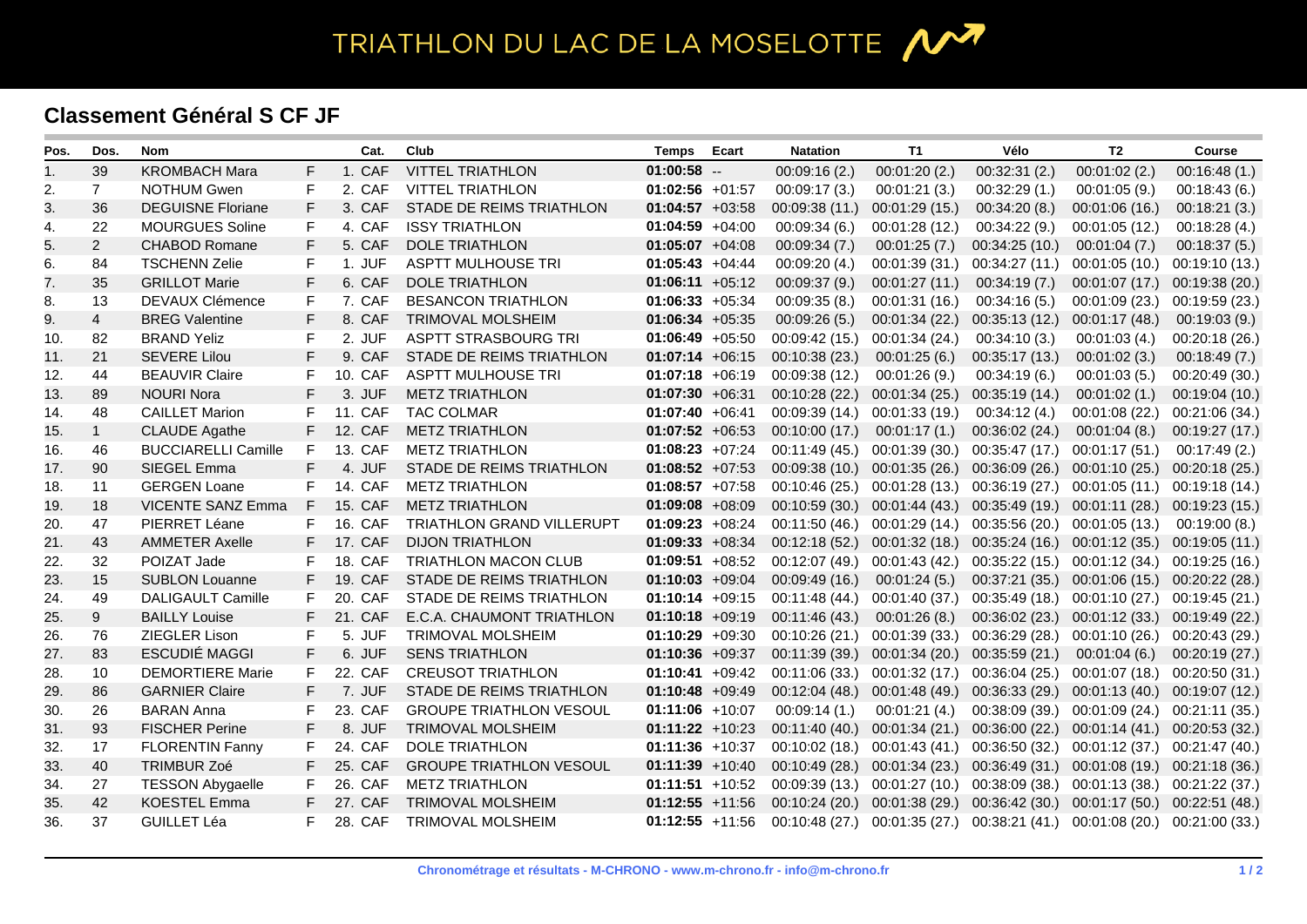# TRIATHLON DU LAC DE LA MOSELOTTE

## Classement Général S CF JF

| Pos. | Dos. | Nom | | Cat. | Club | Temps | Ecart | Natation | T1 | Vélo | T2 | Course |
|---|---|---|---|---|---|---|---|---|---|---|---|---|
| 1. | 39 | KROMBACH Mara | F | 1. CAF | VITTEL TRIATHLON | **01:00:58** | -- | 00:09:16 (2.) | 00:01:20 (2.) | 00:32:31 (2.) | 00:01:02 (2.) | 00:16:48 (1.) |
| 2. | 7 | NOTHUM Gwen | F | 2. CAF | VITTEL TRIATHLON | **01:02:56** | +01:57 | 00:09:17 (3.) | 00:01:21 (3.) | 00:32:29 (1.) | 00:01:05 (9.) | 00:18:43 (6.) |
| 3. | 36 | DEGUISNE Floriane | F | 3. CAF | STADE DE REIMS TRIATHLON | **01:04:57** | +03:58 | 00:09:38 (11.) | 00:01:29 (15.) | 00:34:20 (8.) | 00:01:06 (16.) | 00:18:21 (3.) |
| 4. | 22 | MOURGUES Soline | F | 4. CAF | ISSY TRIATHLON | **01:04:59** | +04:00 | 00:09:34 (6.) | 00:01:28 (12.) | 00:34:22 (9.) | 00:01:05 (12.) | 00:18:28 (4.) |
| 5. | 2 | CHABOD Romane | F | 5. CAF | DOLE TRIATHLON | **01:05:07** | +04:08 | 00:09:34 (7.) | 00:01:25 (7.) | 00:34:25 (10.) | 00:01:04 (7.) | 00:18:37 (5.) |
| 6. | 84 | TSCHENN Zelie | F | 1. JUF | ASPTT MULHOUSE TRI | **01:05:43** | +04:44 | 00:09:20 (4.) | 00:01:39 (31.) | 00:34:27 (11.) | 00:01:05 (10.) | 00:19:10 (13.) |
| 7. | 35 | GRILLOT Marie | F | 6. CAF | DOLE TRIATHLON | **01:06:11** | +05:12 | 00:09:37 (9.) | 00:01:27 (11.) | 00:34:19 (7.) | 00:01:07 (17.) | 00:19:38 (20.) |
| 8. | 13 | DEVAUX Clémence | F | 7. CAF | BESANCON TRIATHLON | **01:06:33** | +05:34 | 00:09:35 (8.) | 00:01:31 (16.) | 00:34:16 (5.) | 00:01:09 (23.) | 00:19:59 (23.) |
| 9. | 4 | BREG Valentine | F | 8. CAF | TRIMOVAL MOLSHEIM | **01:06:34** | +05:35 | 00:09:26 (5.) | 00:01:34 (22.) | 00:35:13 (12.) | 00:01:17 (48.) | 00:19:03 (9.) |
| 10. | 82 | BRAND Yeliz | F | 2. JUF | ASPTT STRASBOURG TRI | **01:06:49** | +05:50 | 00:09:42 (15.) | 00:01:34 (24.) | 00:34:10 (3.) | 00:01:03 (4.) | 00:20:18 (26.) |
| 11. | 21 | SEVERE Lilou | F | 9. CAF | STADE DE REIMS TRIATHLON | **01:07:14** | +06:15 | 00:10:38 (23.) | 00:01:25 (6.) | 00:35:17 (13.) | 00:01:02 (3.) | 00:18:49 (7.) |
| 12. | 44 | BEAUVIR Claire | F | 10. CAF | ASPTT MULHOUSE TRI | **01:07:18** | +06:19 | 00:09:38 (12.) | 00:01:26 (9.) | 00:34:19 (6.) | 00:01:03 (5.) | 00:20:49 (30.) |
| 13. | 89 | NOURI Nora | F | 3. JUF | METZ TRIATHLON | **01:07:30** | +06:31 | 00:10:28 (22.) | 00:01:34 (25.) | 00:35:19 (14.) | 00:01:02 (1.) | 00:19:04 (10.) |
| 14. | 48 | CAILLET Marion | F | 11. CAF | TAC COLMAR | **01:07:40** | +06:41 | 00:09:39 (14.) | 00:01:33 (19.) | 00:34:12 (4.) | 00:01:08 (22.) | 00:21:06 (34.) |
| 15. | 1 | CLAUDE Agathe | F | 12. CAF | METZ TRIATHLON | **01:07:52** | +06:53 | 00:10:00 (17.) | 00:01:17 (1.) | 00:36:02 (24.) | 00:01:04 (8.) | 00:19:27 (17.) |
| 16. | 46 | BUCCIARELLI Camille | F | 13. CAF | METZ TRIATHLON | **01:08:23** | +07:24 | 00:11:49 (45.) | 00:01:39 (30.) | 00:35:47 (17.) | 00:01:17 (51.) | 00:17:49 (2.) |
| 17. | 90 | SIEGEL Emma | F | 4. JUF | STADE DE REIMS TRIATHLON | **01:08:52** | +07:53 | 00:09:38 (10.) | 00:01:35 (26.) | 00:36:09 (26.) | 00:01:10 (25.) | 00:20:18 (25.) |
| 18. | 11 | GERGEN Loane | F | 14. CAF | METZ TRIATHLON | **01:08:57** | +07:58 | 00:10:46 (25.) | 00:01:28 (13.) | 00:36:19 (27.) | 00:01:05 (11.) | 00:19:18 (14.) |
| 19. | 18 | VICENTE SANZ Emma | F | 15. CAF | METZ TRIATHLON | **01:09:08** | +08:09 | 00:10:59 (30.) | 00:01:44 (43.) | 00:35:49 (19.) | 00:01:11 (28.) | 00:19:23 (15.) |
| 20. | 47 | PIERRET Léane | F | 16. CAF | TRIATHLON GRAND VILLERUPT | **01:09:23** | +08:24 | 00:11:50 (46.) | 00:01:29 (14.) | 00:35:56 (20.) | 00:01:05 (13.) | 00:19:00 (8.) |
| 21. | 43 | AMMETER Axelle | F | 17. CAF | DIJON TRIATHLON | **01:09:33** | +08:34 | 00:12:18 (52.) | 00:01:32 (18.) | 00:35:24 (16.) | 00:01:12 (35.) | 00:19:05 (11.) |
| 22. | 32 | POIZAT Jade | F | 18. CAF | TRIATHLON MACON CLUB | **01:09:51** | +08:52 | 00:12:07 (49.) | 00:01:43 (42.) | 00:35:22 (15.) | 00:01:12 (34.) | 00:19:25 (16.) |
| 23. | 15 | SUBLON Louanne | F | 19. CAF | STADE DE REIMS TRIATHLON | **01:10:03** | +09:04 | 00:09:49 (16.) | 00:01:24 (5.) | 00:37:21 (35.) | 00:01:06 (15.) | 00:20:22 (28.) |
| 24. | 49 | DALIGAULT Camille | F | 20. CAF | STADE DE REIMS TRIATHLON | **01:10:14** | +09:15 | 00:11:48 (44.) | 00:01:40 (37.) | 00:35:49 (18.) | 00:01:10 (27.) | 00:19:45 (21.) |
| 25. | 9 | BAILLY Louise | F | 21. CAF | E.C.A. CHAUMONT TRIATHLON | **01:10:18** | +09:19 | 00:11:46 (43.) | 00:01:26 (8.) | 00:36:02 (23.) | 00:01:12 (33.) | 00:19:49 (22.) |
| 26. | 76 | ZIEGLER Lison | F | 5. JUF | TRIMOVAL MOLSHEIM | **01:10:29** | +09:30 | 00:10:26 (21.) | 00:01:39 (33.) | 00:36:29 (28.) | 00:01:10 (26.) | 00:20:43 (29.) |
| 27. | 83 | ESCUDIÉ MAGGI | F | 6. JUF | SENS TRIATHLON | **01:10:36** | +09:37 | 00:11:39 (39.) | 00:01:34 (20.) | 00:35:59 (21.) | 00:01:04 (6.) | 00:20:19 (27.) |
| 28. | 10 | DEMORTIERE Marie | F | 22. CAF | CREUSOT TRIATHLON | **01:10:41** | +09:42 | 00:11:06 (33.) | 00:01:32 (17.) | 00:36:04 (25.) | 00:01:07 (18.) | 00:20:50 (31.) |
| 29. | 86 | GARNIER Claire | F | 7. JUF | STADE DE REIMS TRIATHLON | **01:10:48** | +09:49 | 00:12:04 (48.) | 00:01:48 (49.) | 00:36:33 (29.) | 00:01:13 (40.) | 00:19:07 (12.) |
| 30. | 26 | BARAN Anna | F | 23. CAF | GROUPE TRIATHLON VESOUL | **01:11:06** | +10:07 | 00:09:14 (1.) | 00:01:21 (4.) | 00:38:09 (39.) | 00:01:09 (24.) | 00:21:11 (35.) |
| 31. | 93 | FISCHER Perine | F | 8. JUF | TRIMOVAL MOLSHEIM | **01:11:22** | +10:23 | 00:11:40 (40.) | 00:01:34 (21.) | 00:36:00 (22.) | 00:01:14 (41.) | 00:20:53 (32.) |
| 32. | 17 | FLORENTIN Fanny | F | 24. CAF | DOLE TRIATHLON | **01:11:36** | +10:37 | 00:10:02 (18.) | 00:01:43 (41.) | 00:36:50 (32.) | 00:01:12 (37.) | 00:21:47 (40.) |
| 33. | 40 | TRIMBUR Zoé | F | 25. CAF | GROUPE TRIATHLON VESOUL | **01:11:39** | +10:40 | 00:10:49 (28.) | 00:01:34 (23.) | 00:36:49 (31.) | 00:01:08 (19.) | 00:21:18 (36.) |
| 34. | 27 | TESSON Abygaelle | F | 26. CAF | METZ TRIATHLON | **01:11:51** | +10:52 | 00:09:39 (13.) | 00:01:27 (10.) | 00:38:09 (38.) | 00:01:13 (38.) | 00:21:22 (37.) |
| 35. | 42 | KOESTEL Emma | F | 27. CAF | TRIMOVAL MOLSHEIM | **01:12:55** | +11:56 | 00:10:24 (20.) | 00:01:38 (29.) | 00:36:42 (30.) | 00:01:17 (50.) | 00:22:51 (48.) |
| 36. | 37 | GUILLET Léa | F | 28. CAF | TRIMOVAL MOLSHEIM | **01:12:55** | +11:56 | 00:10:48 (27.) | 00:01:35 (27.) | 00:38:21 (41.) | 00:01:08 (20.) | 00:21:00 (33.) |

Chronométrage et résultats - M-CHRONO - www.m-chrono.fr - info@m-chrono.fr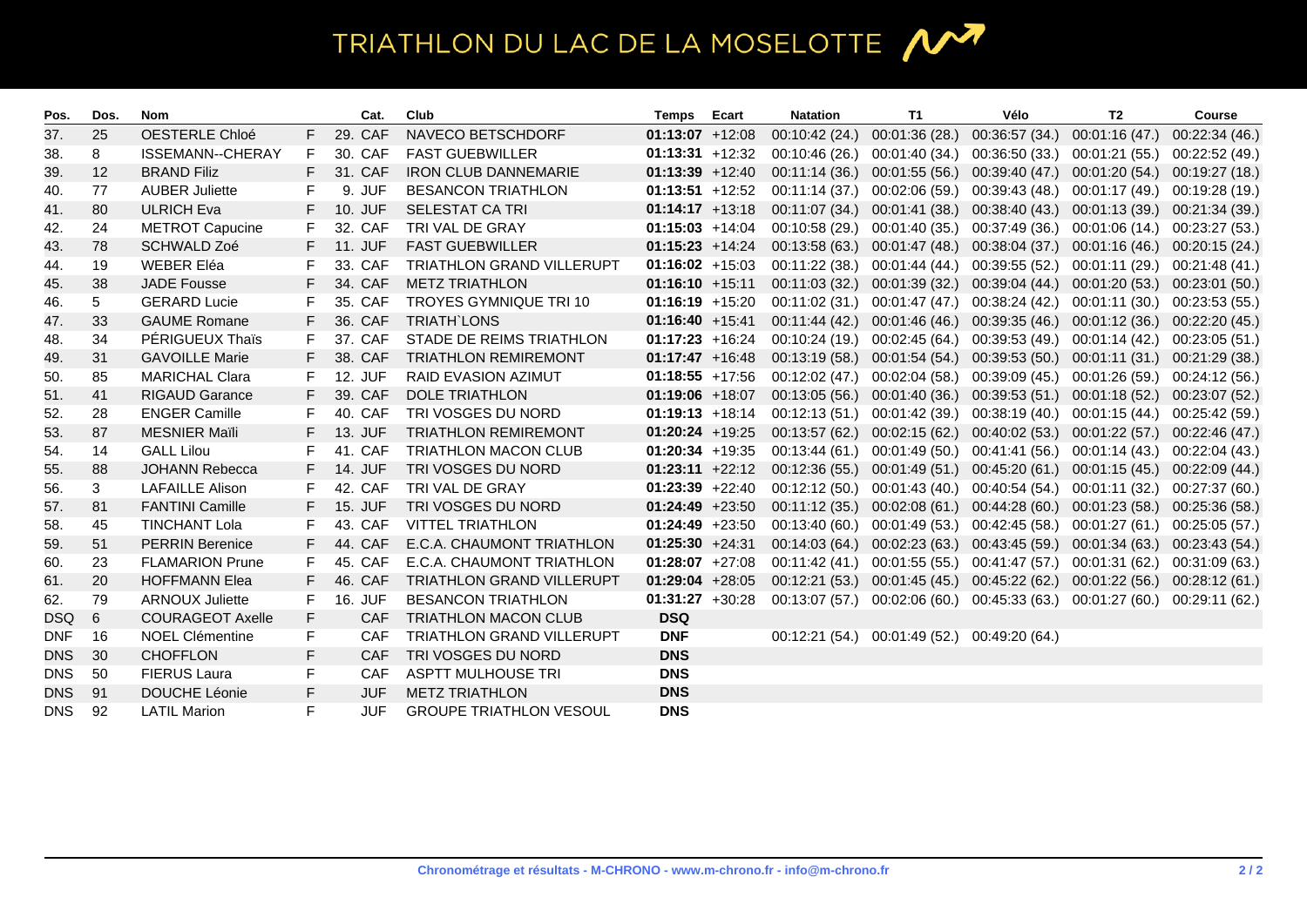# TRIATHLON DU LAC DE LA MOSELOTTE

| Pos. | Dos. | Nom | | Cat. | Club | Temps | Ecart | Natation | T1 | Vélo | T2 | Course |
|---|---|---|---|---|---|---|---|---|---|---|---|---|
| 37. | 25 | OESTERLE Chloé | F | 29. CAF | NAVECO BETSCHDORF | **01:13:07** | +12:08 | 00:10:42 (24.) | 00:01:36 (28.) | 00:36:57 (34.) | 00:01:16 (47.) | 00:22:34 (46.) |
| 38. | 8 | ISSEMANN--CHERAY | F | 30. CAF | FAST GUEBWILLER | **01:13:31** | +12:32 | 00:10:46 (26.) | 00:01:40 (34.) | 00:36:50 (33.) | 00:01:21 (55.) | 00:22:52 (49.) |
| 39. | 12 | BRAND Filiz | F | 31. CAF | IRON CLUB DANNEMARIE | **01:13:39** | +12:40 | 00:11:14 (36.) | 00:01:55 (56.) | 00:39:40 (47.) | 00:01:20 (54.) | 00:19:27 (18.) |
| 40. | 77 | AUBER Juliette | F | 9. JUF | BESANCON TRIATHLON | **01:13:51** | +12:52 | 00:11:14 (37.) | 00:02:06 (59.) | 00:39:43 (48.) | 00:01:17 (49.) | 00:19:28 (19.) |
| 41. | 80 | ULRICH Eva | F | 10. JUF | SELESTAT CA TRI | **01:14:17** | +13:18 | 00:11:07 (34.) | 00:01:41 (38.) | 00:38:40 (43.) | 00:01:13 (39.) | 00:21:34 (39.) |
| 42. | 24 | METROT Capucine | F | 32. CAF | TRI VAL DE GRAY | **01:15:03** | +14:04 | 00:10:58 (29.) | 00:01:40 (35.) | 00:37:49 (36.) | 00:01:06 (14.) | 00:23:27 (53.) |
| 43. | 78 | SCHWALD Zoé | F | 11. JUF | FAST GUEBWILLER | **01:15:23** | +14:24 | 00:13:58 (63.) | 00:01:47 (48.) | 00:38:04 (37.) | 00:01:16 (46.) | 00:20:15 (24.) |
| 44. | 19 | WEBER Eléa | F | 33. CAF | TRIATHLON GRAND VILLERUPT | **01:16:02** | +15:03 | 00:11:22 (38.) | 00:01:44 (44.) | 00:39:55 (52.) | 00:01:11 (29.) | 00:21:48 (41.) |
| 45. | 38 | JADE Fousse | F | 34. CAF | METZ TRIATHLON | **01:16:10** | +15:11 | 00:11:03 (32.) | 00:01:39 (32.) | 00:39:04 (44.) | 00:01:20 (53.) | 00:23:01 (50.) |
| 46. | 5 | GERARD Lucie | F | 35. CAF | TROYES GYMNIQUE TRI 10 | **01:16:19** | +15:20 | 00:11:02 (31.) | 00:01:47 (47.) | 00:38:24 (42.) | 00:01:11 (30.) | 00:23:53 (55.) |
| 47. | 33 | GAUME Romane | F | 36. CAF | TRIATH`LONS | **01:16:40** | +15:41 | 00:11:44 (42.) | 00:01:46 (46.) | 00:39:35 (46.) | 00:01:12 (36.) | 00:22:20 (45.) |
| 48. | 34 | PÉRIGUEUX Thaïs | F | 37. CAF | STADE DE REIMS TRIATHLON | **01:17:23** | +16:24 | 00:10:24 (19.) | 00:02:45 (64.) | 00:39:53 (49.) | 00:01:14 (42.) | 00:23:05 (51.) |
| 49. | 31 | GAVOILLE Marie | F | 38. CAF | TRIATHLON REMIREMONT | **01:17:47** | +16:48 | 00:13:19 (58.) | 00:01:54 (54.) | 00:39:53 (50.) | 00:01:11 (31.) | 00:21:29 (38.) |
| 50. | 85 | MARICHAL Clara | F | 12. JUF | RAID EVASION AZIMUT | **01:18:55** | +17:56 | 00:12:02 (47.) | 00:02:04 (58.) | 00:39:09 (45.) | 00:01:26 (59.) | 00:24:12 (56.) |
| 51. | 41 | RIGAUD Garance | F | 39. CAF | DOLE TRIATHLON | **01:19:06** | +18:07 | 00:13:05 (56.) | 00:01:40 (36.) | 00:39:53 (51.) | 00:01:18 (52.) | 00:23:07 (52.) |
| 52. | 28 | ENGER Camille | F | 40. CAF | TRI VOSGES DU NORD | **01:19:13** | +18:14 | 00:12:13 (51.) | 00:01:42 (39.) | 00:38:19 (40.) | 00:01:15 (44.) | 00:25:42 (59.) |
| 53. | 87 | MESNIER Maïli | F | 13. JUF | TRIATHLON REMIREMONT | **01:20:24** | +19:25 | 00:13:57 (62.) | 00:02:15 (62.) | 00:40:02 (53.) | 00:01:22 (57.) | 00:22:46 (47.) |
| 54. | 14 | GALL Lilou | F | 41. CAF | TRIATHLON MACON CLUB | **01:20:34** | +19:35 | 00:13:44 (61.) | 00:01:49 (50.) | 00:41:41 (56.) | 00:01:14 (43.) | 00:22:04 (43.) |
| 55. | 88 | JOHANN Rebecca | F | 14. JUF | TRI VOSGES DU NORD | **01:23:11** | +22:12 | 00:12:36 (55.) | 00:01:49 (51.) | 00:45:20 (61.) | 00:01:15 (45.) | 00:22:09 (44.) |
| 56. | 3 | LAFAILLE Alison | F | 42. CAF | TRI VAL DE GRAY | **01:23:39** | +22:40 | 00:12:12 (50.) | 00:01:43 (40.) | 00:40:54 (54.) | 00:01:11 (32.) | 00:27:37 (60.) |
| 57. | 81 | FANTINI Camille | F | 15. JUF | TRI VOSGES DU NORD | **01:24:49** | +23:50 | 00:11:12 (35.) | 00:02:08 (61.) | 00:44:28 (60.) | 00:01:23 (58.) | 00:25:36 (58.) |
| 58. | 45 | TINCHANT Lola | F | 43. CAF | VITTEL TRIATHLON | **01:24:49** | +23:50 | 00:13:40 (60.) | 00:01:49 (53.) | 00:42:45 (58.) | 00:01:27 (61.) | 00:25:05 (57.) |
| 59. | 51 | PERRIN Berenice | F | 44. CAF | E.C.A. CHAUMONT TRIATHLON | **01:25:30** | +24:31 | 00:14:03 (64.) | 00:02:23 (63.) | 00:43:45 (59.) | 00:01:34 (63.) | 00:23:43 (54.) |
| 60. | 23 | FLAMARION Prune | F | 45. CAF | E.C.A. CHAUMONT TRIATHLON | **01:28:07** | +27:08 | 00:11:42 (41.) | 00:01:55 (55.) | 00:41:47 (57.) | 00:01:31 (62.) | 00:31:09 (63.) |
| 61. | 20 | HOFFMANN Elea | F | 46. CAF | TRIATHLON GRAND VILLERUPT | **01:29:04** | +28:05 | 00:12:21 (53.) | 00:01:45 (45.) | 00:45:22 (62.) | 00:01:22 (56.) | 00:28:12 (61.) |
| 62. | 79 | ARNOUX Juliette | F | 16. JUF | BESANCON TRIATHLON | **01:31:27** | +30:28 | 00:13:07 (57.) | 00:02:06 (60.) | 00:45:33 (63.) | 00:01:27 (60.) | 00:29:11 (62.) |
| DSQ | 6 | COURAGEOT Axelle | F | CAF | TRIATHLON MACON CLUB | **DSQ** | | | | | | |
| DNF | 16 | NOEL Clémentine | F | CAF | TRIATHLON GRAND VILLERUPT | **DNF** | | 00:12:21 (54.) | 00:01:49 (52.) | 00:49:20 (64.) | | |
| DNS | 30 | CHOFFLON | F | CAF | TRI VOSGES DU NORD | **DNS** | | | | | | |
| DNS | 50 | FIERUS Laura | F | CAF | ASPTT MULHOUSE TRI | **DNS** | | | | | | |
| DNS | 91 | DOUCHE Léonie | F | JUF | METZ TRIATHLON | **DNS** | | | | | | |
| DNS | 92 | LATIL Marion | F | JUF | GROUPE TRIATHLON VESOUL | **DNS** | | | | | | |

Chronométrage et résultats - M-CHRONO - www.m-chrono.fr - info@m-chrono.fr